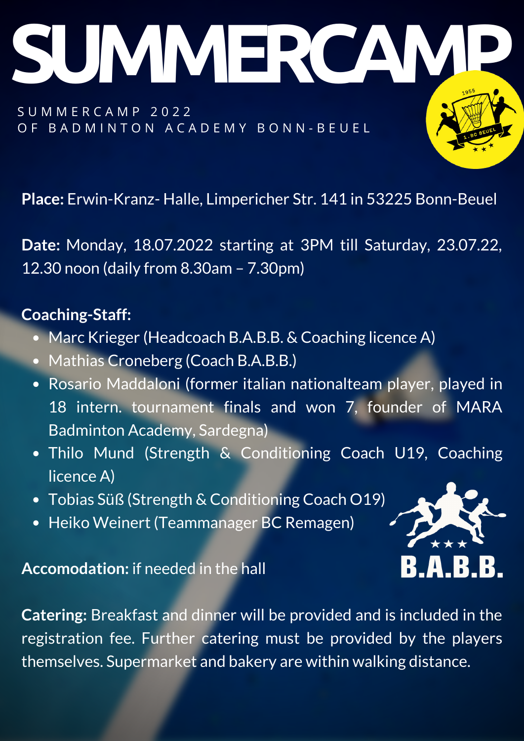# SUMMERCAMP

SUMMERCAMP 2022
OF BADMINTON ACADEMY BONN-BEUEL

**Place:** Erwin-Kranz- Halle, Limpericher Str. 141 in 53225 Bonn-Beuel

**Date:** Monday, 18.07.2022 starting at 3PM till Saturday, 23.07.22, 12.30 noon (daily from 8.30am – 7.30pm)

**Coaching-Staff:**

- Marc Krieger (Headcoach B.A.B.B. & Coaching licence A)
- Mathias Croneberg (Coach B.A.B.B.)
- Rosario Maddaloni (former italian nationalteam player, played in 18 intern. tournament finals and won 7, founder of MARA Badminton Academy, Sardegna)
- Thilo Mund (Strength & Conditioning Coach U19, Coaching licence A)
- Tobias Süß (Strength & Conditioning Coach O19)
- Heiko Weinert (Teammanager BC Remagen)

**Accomodation:** if needed in the hall

**Catering:** Breakfast and dinner will be provided and is included in the registration fee. Further catering must be provided by the players themselves. Supermarket and bakery are within walking distance.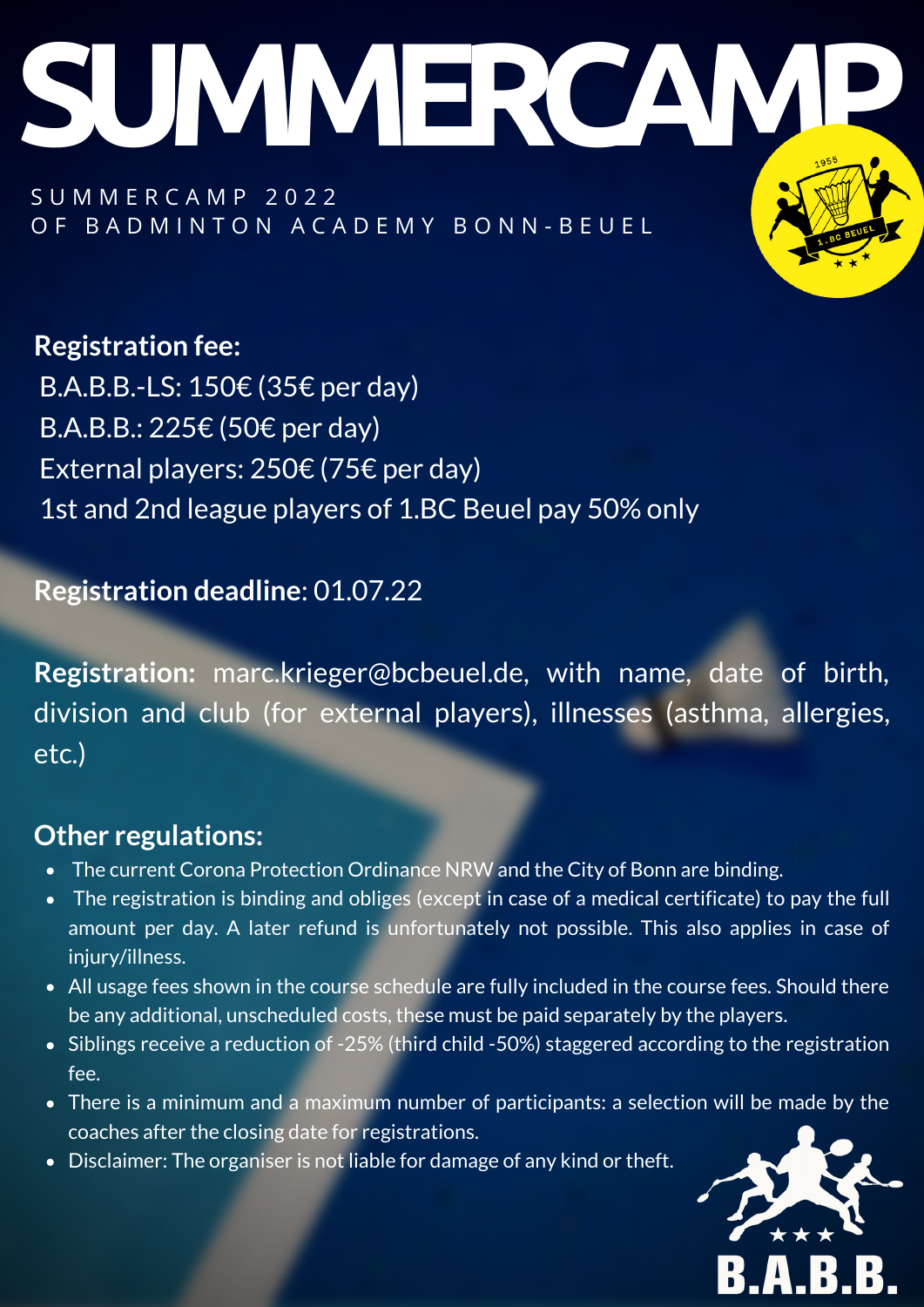# SUMMERCAMP

SUMMERCAMP 2022
OF BADMINTON ACADEMY BONN-BEUEL

**Registration fee:**

B.A.B.B.-LS: 150€ (35€ per day)
B.A.B.B.: 225€ (50€ per day)
External players: 250€ (75€ per day)
1st and 2nd league players of 1.BC Beuel pay 50% only

**Registration deadline**: 01.07.22

**Registration:** marc.krieger@bcbeuel.de, with name, date of birth, division and club (for external players), illnesses (asthma, allergies, etc.)

**Other regulations:**

- The current Corona Protection Ordinance NRW and the City of Bonn are binding.
- The registration is binding and obliges (except in case of a medical certificate) to pay the full amount per day. A later refund is unfortunately not possible. This also applies in case of injury/illness.
- All usage fees shown in the course schedule are fully included in the course fees. Should there be any additional, unscheduled costs, these must be paid separately by the players.
- Siblings receive a reduction of -25% (third child -50%) staggered according to the registration fee.
- There is a minimum and a maximum number of participants: a selection will be made by the coaches after the closing date for registrations.
- Disclaimer: The organiser is not liable for damage of any kind or theft.

B.A.B.B.